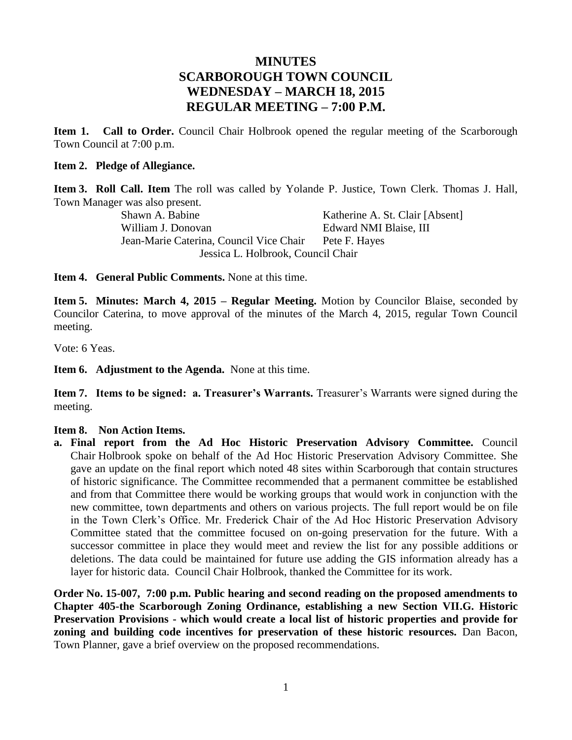# MINUTES
# SCARBOROUGH TOWN COUNCIL
# WEDNESDAY – MARCH 18, 2015
# REGULAR MEETING – 7:00 P.M.

**Item 1. Call to Order.** Council Chair Holbrook opened the regular meeting of the Scarborough Town Council at 7:00 p.m.

**Item 2. Pledge of Allegiance.**

**Item 3. Roll Call. Item** The roll was called by Yolande P. Justice, Town Clerk. Thomas J. Hall, Town Manager was also present.

| | |
|---|---|
| Shawn A. Babine | Katherine A. St. Clair [Absent] |
| William J. Donovan | Edward NMI Blaise, III |
| Jean-Marie Caterina, Council Vice Chair | Pete F. Hayes |
| Jessica L. Holbrook, Council Chair | |

**Item 4. General Public Comments.** None at this time.

**Item 5. Minutes: March 4, 2015 – Regular Meeting.** Motion by Councilor Blaise, seconded by Councilor Caterina, to move approval of the minutes of the March 4, 2015, regular Town Council meeting.

Vote: 6 Yeas.

**Item 6. Adjustment to the Agenda.** None at this time.

**Item 7. Items to be signed: a. Treasurer's Warrants.** Treasurer's Warrants were signed during the meeting.

**Item 8. Non Action Items.**

**a. Final report from the Ad Hoc Historic Preservation Advisory Committee.** Council Chair Holbrook spoke on behalf of the Ad Hoc Historic Preservation Advisory Committee. She gave an update on the final report which noted 48 sites within Scarborough that contain structures of historic significance. The Committee recommended that a permanent committee be established and from that Committee there would be working groups that would work in conjunction with the new committee, town departments and others on various projects. The full report would be on file in the Town Clerk's Office. Mr. Frederick Chair of the Ad Hoc Historic Preservation Advisory Committee stated that the committee focused on on-going preservation for the future. With a successor committee in place they would meet and review the list for any possible additions or deletions. The data could be maintained for future use adding the GIS information already has a layer for historic data. Council Chair Holbrook, thanked the Committee for its work.

**Order No. 15-007, 7:00 p.m. Public hearing and second reading on the proposed amendments to Chapter 405-the Scarborough Zoning Ordinance, establishing a new Section VII.G. Historic Preservation Provisions - which would create a local list of historic properties and provide for zoning and building code incentives for preservation of these historic resources.** Dan Bacon, Town Planner, gave a brief overview on the proposed recommendations.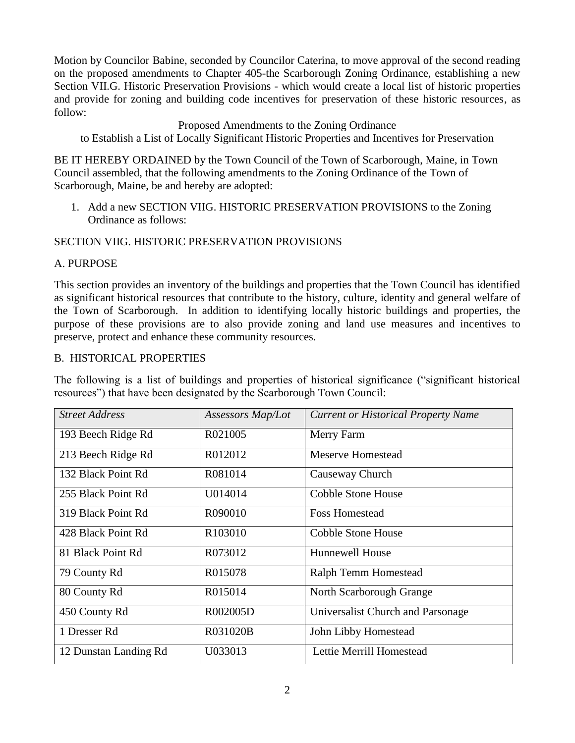Motion by Councilor Babine, seconded by Councilor Caterina, to move approval of the second reading on the proposed amendments to Chapter 405-the Scarborough Zoning Ordinance, establishing a new Section VII.G. Historic Preservation Provisions - which would create a local list of historic properties and provide for zoning and building code incentives for preservation of these historic resources, as follow:

Proposed Amendments to the Zoning Ordinance
to Establish a List of Locally Significant Historic Properties and Incentives for Preservation

BE IT HEREBY ORDAINED by the Town Council of the Town of Scarborough, Maine, in Town Council assembled, that the following amendments to the Zoning Ordinance of the Town of Scarborough, Maine, be and hereby are adopted:

1. Add a new SECTION VIIG. HISTORIC PRESERVATION PROVISIONS to the Zoning Ordinance as follows:

SECTION VIIG. HISTORIC PRESERVATION PROVISIONS

A. PURPOSE

This section provides an inventory of the buildings and properties that the Town Council has identified as significant historical resources that contribute to the history, culture, identity and general welfare of the Town of Scarborough. In addition to identifying locally historic buildings and properties, the purpose of these provisions are to also provide zoning and land use measures and incentives to preserve, protect and enhance these community resources.

B. HISTORICAL PROPERTIES

The following is a list of buildings and properties of historical significance ("significant historical resources") that have been designated by the Scarborough Town Council:

| *Street Address* | *Assessors Map/Lot* | *Current or Historical Property Name* |
|---|---|---|
| 193 Beech Ridge Rd | R021005 | Merry Farm |
| 213 Beech Ridge Rd | R012012 | Meserve Homestead |
| 132 Black Point Rd | R081014 | Causeway Church |
| 255 Black Point Rd | U014014 | Cobble Stone House |
| 319 Black Point Rd | R090010 | Foss Homestead |
| 428 Black Point Rd | R103010 | Cobble Stone House |
| 81 Black Point Rd | R073012 | Hunnewell House |
| 79 County Rd | R015078 | Ralph Temm Homestead |
| 80 County Rd | R015014 | North Scarborough Grange |
| 450 County Rd | R002005D | Universalist Church and Parsonage |
| 1 Dresser Rd | R031020B | John Libby Homestead |
| 12 Dunstan Landing Rd | U033013 | Lettie Merrill Homestead |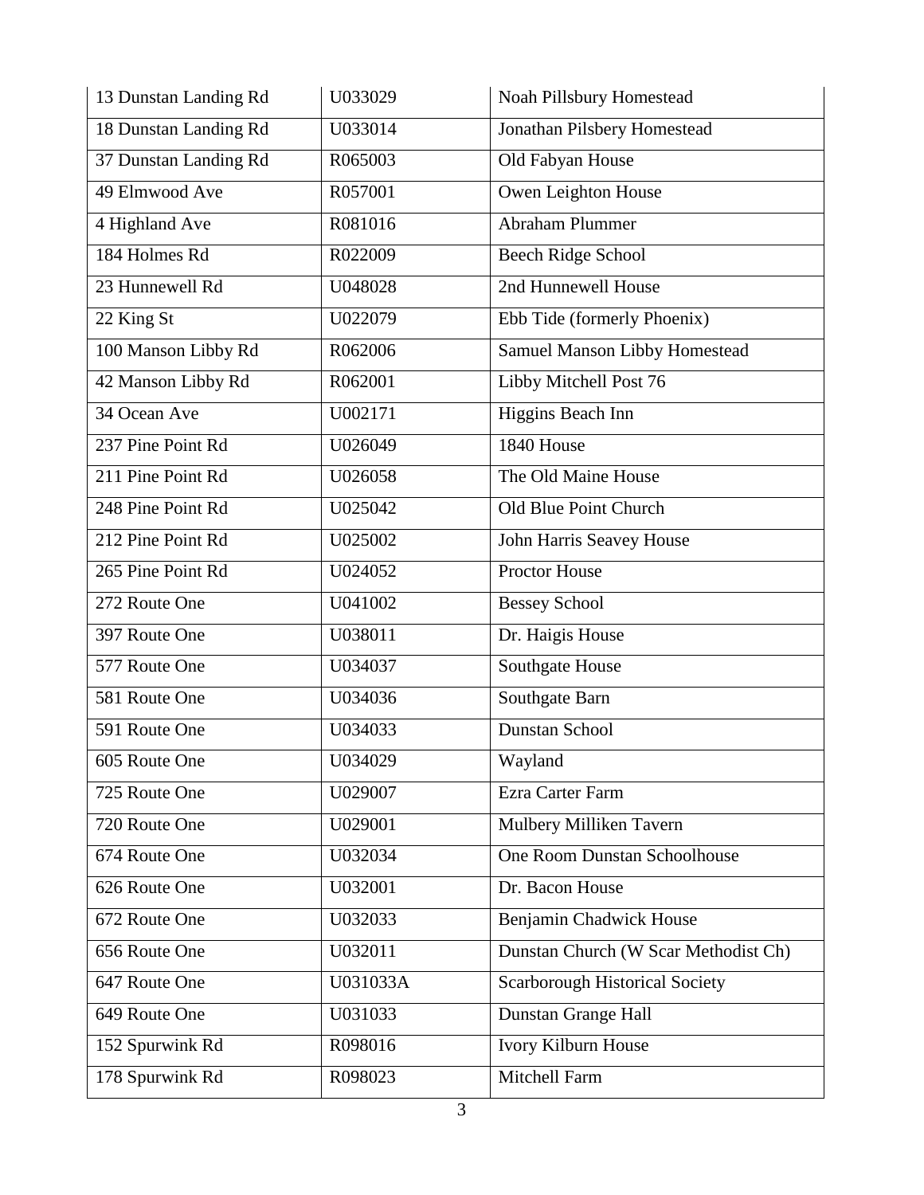| 13 Dunstan Landing Rd | U033029 | Noah Pillsbury Homestead |
|---|---|---|
| 18 Dunstan Landing Rd | U033014 | Jonathan Pilsbery Homestead |
| 37 Dunstan Landing Rd | R065003 | Old Fabyan House |
| 49 Elmwood Ave | R057001 | Owen Leighton House |
| 4 Highland Ave | R081016 | Abraham Plummer |
| 184 Holmes Rd | R022009 | Beech Ridge School |
| 23 Hunnewell Rd | U048028 | 2nd Hunnewell House |
| 22 King St | U022079 | Ebb Tide (formerly Phoenix) |
| 100 Manson Libby Rd | R062006 | Samuel Manson Libby Homestead |
| 42 Manson Libby Rd | R062001 | Libby Mitchell Post 76 |
| 34 Ocean Ave | U002171 | Higgins Beach Inn |
| 237 Pine Point Rd | U026049 | 1840 House |
| 211 Pine Point Rd | U026058 | The Old Maine House |
| 248 Pine Point Rd | U025042 | Old Blue Point Church |
| 212 Pine Point Rd | U025002 | John Harris Seavey House |
| 265 Pine Point Rd | U024052 | Proctor House |
| 272 Route One | U041002 | Bessey School |
| 397 Route One | U038011 | Dr. Haigis House |
| 577 Route One | U034037 | Southgate House |
| 581 Route One | U034036 | Southgate Barn |
| 591 Route One | U034033 | Dunstan School |
| 605 Route One | U034029 | Wayland |
| 725 Route One | U029007 | Ezra Carter Farm |
| 720 Route One | U029001 | Mulbery Milliken Tavern |
| 674 Route One | U032034 | One Room Dunstan Schoolhouse |
| 626 Route One | U032001 | Dr. Bacon House |
| 672 Route One | U032033 | Benjamin Chadwick House |
| 656 Route One | U032011 | Dunstan Church (W Scar Methodist Ch) |
| 647 Route One | U031033A | Scarborough Historical Society |
| 649 Route One | U031033 | Dunstan Grange Hall |
| 152 Spurwink Rd | R098016 | Ivory Kilburn House |
| 178 Spurwink Rd | R098023 | Mitchell Farm |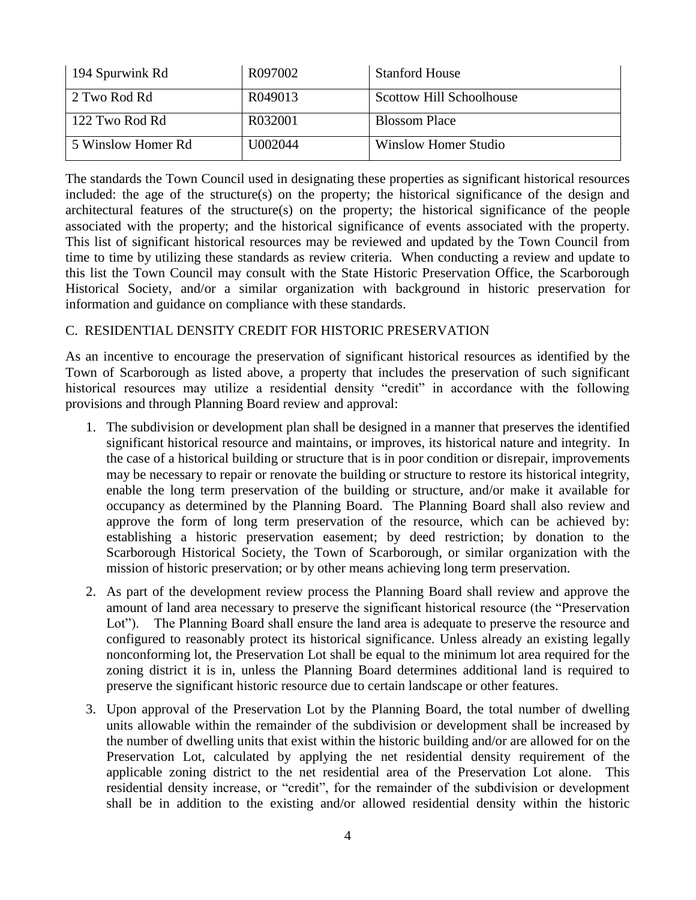| 194 Spurwink Rd | R097002 | Stanford House |
|---|---|---|
| 2 Two Rod Rd | R049013 | Scottow Hill Schoolhouse |
| 122 Two Rod Rd | R032001 | Blossom Place |
| 5 Winslow Homer Rd | U002044 | Winslow Homer Studio |

The standards the Town Council used in designating these properties as significant historical resources included: the age of the structure(s) on the property; the historical significance of the design and architectural features of the structure(s) on the property; the historical significance of the people associated with the property; and the historical significance of events associated with the property. This list of significant historical resources may be reviewed and updated by the Town Council from time to time by utilizing these standards as review criteria. When conducting a review and update to this list the Town Council may consult with the State Historic Preservation Office, the Scarborough Historical Society, and/or a similar organization with background in historic preservation for information and guidance on compliance with these standards.

C. RESIDENTIAL DENSITY CREDIT FOR HISTORIC PRESERVATION

As an incentive to encourage the preservation of significant historical resources as identified by the Town of Scarborough as listed above, a property that includes the preservation of such significant historical resources may utilize a residential density "credit" in accordance with the following provisions and through Planning Board review and approval:

1. The subdivision or development plan shall be designed in a manner that preserves the identified significant historical resource and maintains, or improves, its historical nature and integrity. In the case of a historical building or structure that is in poor condition or disrepair, improvements may be necessary to repair or renovate the building or structure to restore its historical integrity, enable the long term preservation of the building or structure, and/or make it available for occupancy as determined by the Planning Board. The Planning Board shall also review and approve the form of long term preservation of the resource, which can be achieved by: establishing a historic preservation easement; by deed restriction; by donation to the Scarborough Historical Society, the Town of Scarborough, or similar organization with the mission of historic preservation; or by other means achieving long term preservation.

2. As part of the development review process the Planning Board shall review and approve the amount of land area necessary to preserve the significant historical resource (the "Preservation Lot"). The Planning Board shall ensure the land area is adequate to preserve the resource and configured to reasonably protect its historical significance. Unless already an existing legally nonconforming lot, the Preservation Lot shall be equal to the minimum lot area required for the zoning district it is in, unless the Planning Board determines additional land is required to preserve the significant historic resource due to certain landscape or other features.

3. Upon approval of the Preservation Lot by the Planning Board, the total number of dwelling units allowable within the remainder of the subdivision or development shall be increased by the number of dwelling units that exist within the historic building and/or are allowed for on the Preservation Lot, calculated by applying the net residential density requirement of the applicable zoning district to the net residential area of the Preservation Lot alone. This residential density increase, or "credit", for the remainder of the subdivision or development shall be in addition to the existing and/or allowed residential density within the historic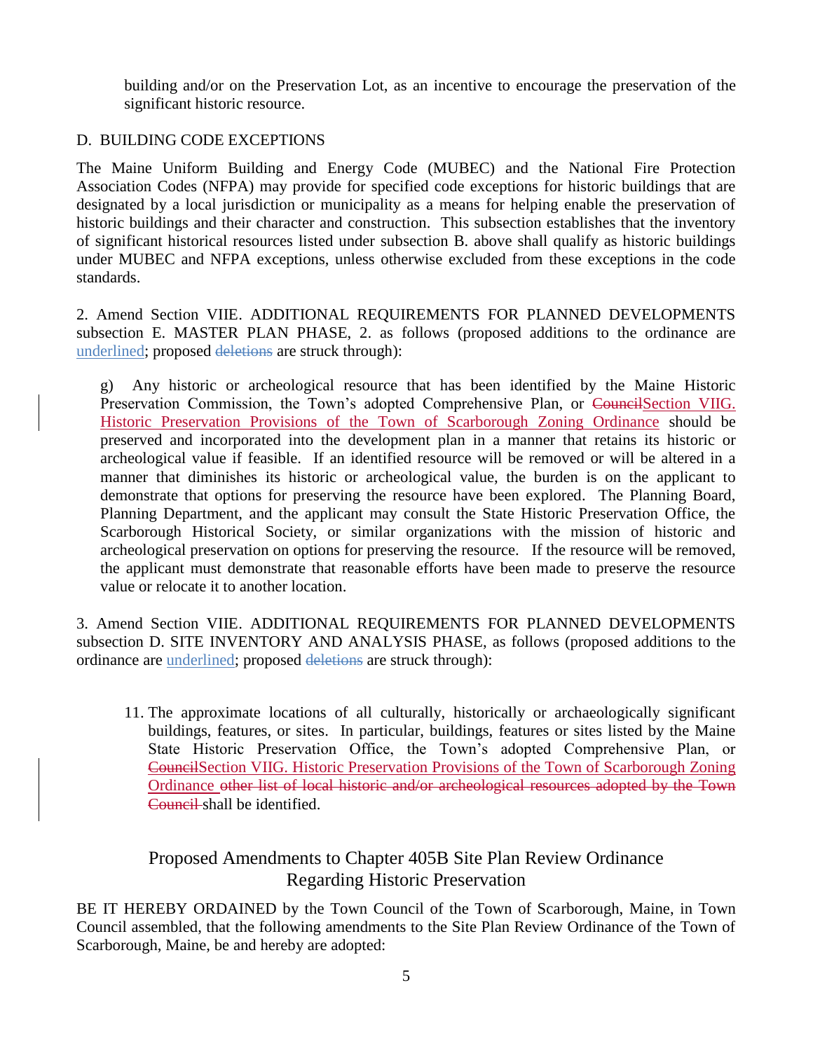building and/or on the Preservation Lot, as an incentive to encourage the preservation of the significant historic resource.

D. BUILDING CODE EXCEPTIONS

The Maine Uniform Building and Energy Code (MUBEC) and the National Fire Protection Association Codes (NFPA) may provide for specified code exceptions for historic buildings that are designated by a local jurisdiction or municipality as a means for helping enable the preservation of historic buildings and their character and construction. This subsection establishes that the inventory of significant historical resources listed under subsection B. above shall qualify as historic buildings under MUBEC and NFPA exceptions, unless otherwise excluded from these exceptions in the code standards.

2. Amend Section VIIE. ADDITIONAL REQUIREMENTS FOR PLANNED DEVELOPMENTS subsection E. MASTER PLAN PHASE, 2. as follows (proposed additions to the ordinance are <u>underlined</u>; proposed ~~deletions~~ are struck through):

> g) Any historic or archeological resource that has been identified by the Maine Historic Preservation Commission, the Town's adopted Comprehensive Plan, or ~~Council~~<u>Section VIIG. Historic Preservation Provisions of the Town of Scarborough Zoning Ordinance</u> should be preserved and incorporated into the development plan in a manner that retains its historic or archeological value if feasible. If an identified resource will be removed or will be altered in a manner that diminishes its historic or archeological value, the burden is on the applicant to demonstrate that options for preserving the resource have been explored. The Planning Board, Planning Department, and the applicant may consult the State Historic Preservation Office, the Scarborough Historical Society, or similar organizations with the mission of historic and archeological preservation on options for preserving the resource. If the resource will be removed, the applicant must demonstrate that reasonable efforts have been made to preserve the resource value or relocate it to another location.

3. Amend Section VIIE. ADDITIONAL REQUIREMENTS FOR PLANNED DEVELOPMENTS subsection D. SITE INVENTORY AND ANALYSIS PHASE, as follows (proposed additions to the ordinance are <u>underlined</u>; proposed ~~deletions~~ are struck through):

> 11. The approximate locations of all culturally, historically or archaeologically significant buildings, features, or sites. In particular, buildings, features or sites listed by the Maine State Historic Preservation Office, the Town's adopted Comprehensive Plan, or ~~Council~~<u>Section VIIG. Historic Preservation Provisions of the Town of Scarborough Zoning Ordinance</u> ~~other list of local historic and/or archeological resources adopted by the Town Council~~ shall be identified.

## Proposed Amendments to Chapter 405B Site Plan Review Ordinance Regarding Historic Preservation

BE IT HEREBY ORDAINED by the Town Council of the Town of Scarborough, Maine, in Town Council assembled, that the following amendments to the Site Plan Review Ordinance of the Town of Scarborough, Maine, be and hereby are adopted: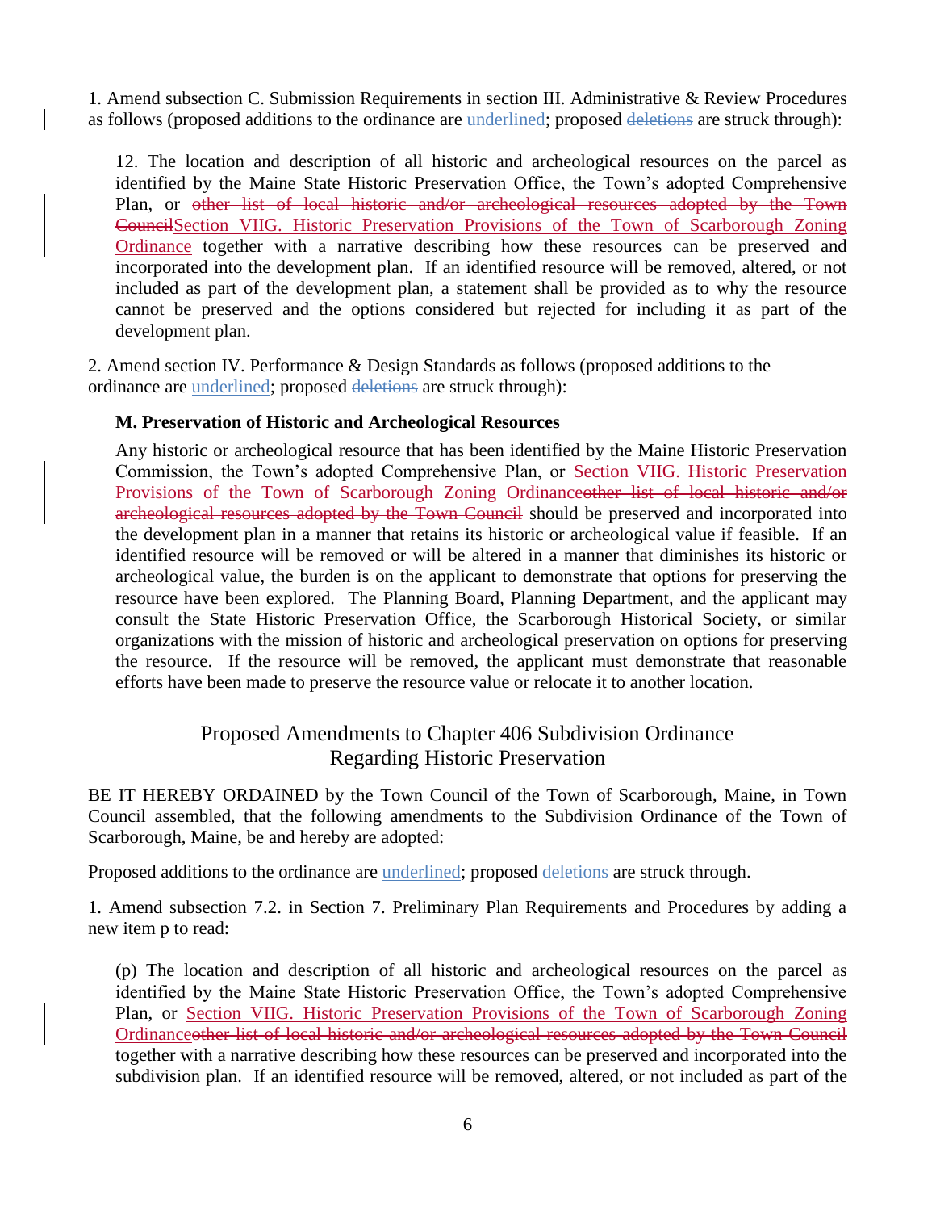1. Amend subsection C. Submission Requirements in section III. Administrative & Review Procedures as follows (proposed additions to the ordinance are <u>underlined</u>; proposed ~~deletions~~ are struck through):

> 12. The location and description of all historic and archeological resources on the parcel as identified by the Maine State Historic Preservation Office, the Town's adopted Comprehensive Plan, or ~~other list of local historic and/or archeological resources adopted by the Town Council~~<u>Section VIIG. Historic Preservation Provisions of the Town of Scarborough Zoning Ordinance</u> together with a narrative describing how these resources can be preserved and incorporated into the development plan. If an identified resource will be removed, altered, or not included as part of the development plan, a statement shall be provided as to why the resource cannot be preserved and the options considered but rejected for including it as part of the development plan.

2. Amend section IV. Performance & Design Standards as follows (proposed additions to the ordinance are <u>underlined</u>; proposed ~~deletions~~ are struck through):

> **M. Preservation of Historic and Archeological Resources**
>
> Any historic or archeological resource that has been identified by the Maine Historic Preservation Commission, the Town's adopted Comprehensive Plan, or <u>Section VIIG. Historic Preservation Provisions of the Town of Scarborough Zoning Ordinance</u>~~other list of local historic and/or archeological resources adopted by the Town Council~~ should be preserved and incorporated into the development plan in a manner that retains its historic or archeological value if feasible. If an identified resource will be removed or will be altered in a manner that diminishes its historic or archeological value, the burden is on the applicant to demonstrate that options for preserving the resource have been explored. The Planning Board, Planning Department, and the applicant may consult the State Historic Preservation Office, the Scarborough Historical Society, or similar organizations with the mission of historic and archeological preservation on options for preserving the resource. If the resource will be removed, the applicant must demonstrate that reasonable efforts have been made to preserve the resource value or relocate it to another location.

## Proposed Amendments to Chapter 406 Subdivision Ordinance Regarding Historic Preservation

BE IT HEREBY ORDAINED by the Town Council of the Town of Scarborough, Maine, in Town Council assembled, that the following amendments to the Subdivision Ordinance of the Town of Scarborough, Maine, be and hereby are adopted:

Proposed additions to the ordinance are <u>underlined</u>; proposed ~~deletions~~ are struck through.

1. Amend subsection 7.2. in Section 7. Preliminary Plan Requirements and Procedures by adding a new item p to read:

> (p) The location and description of all historic and archeological resources on the parcel as identified by the Maine State Historic Preservation Office, the Town's adopted Comprehensive Plan, or <u>Section VIIG. Historic Preservation Provisions of the Town of Scarborough Zoning Ordinance</u>~~other list of local historic and/or archeological resources adopted by the Town Council~~ together with a narrative describing how these resources can be preserved and incorporated into the subdivision plan. If an identified resource will be removed, altered, or not included as part of the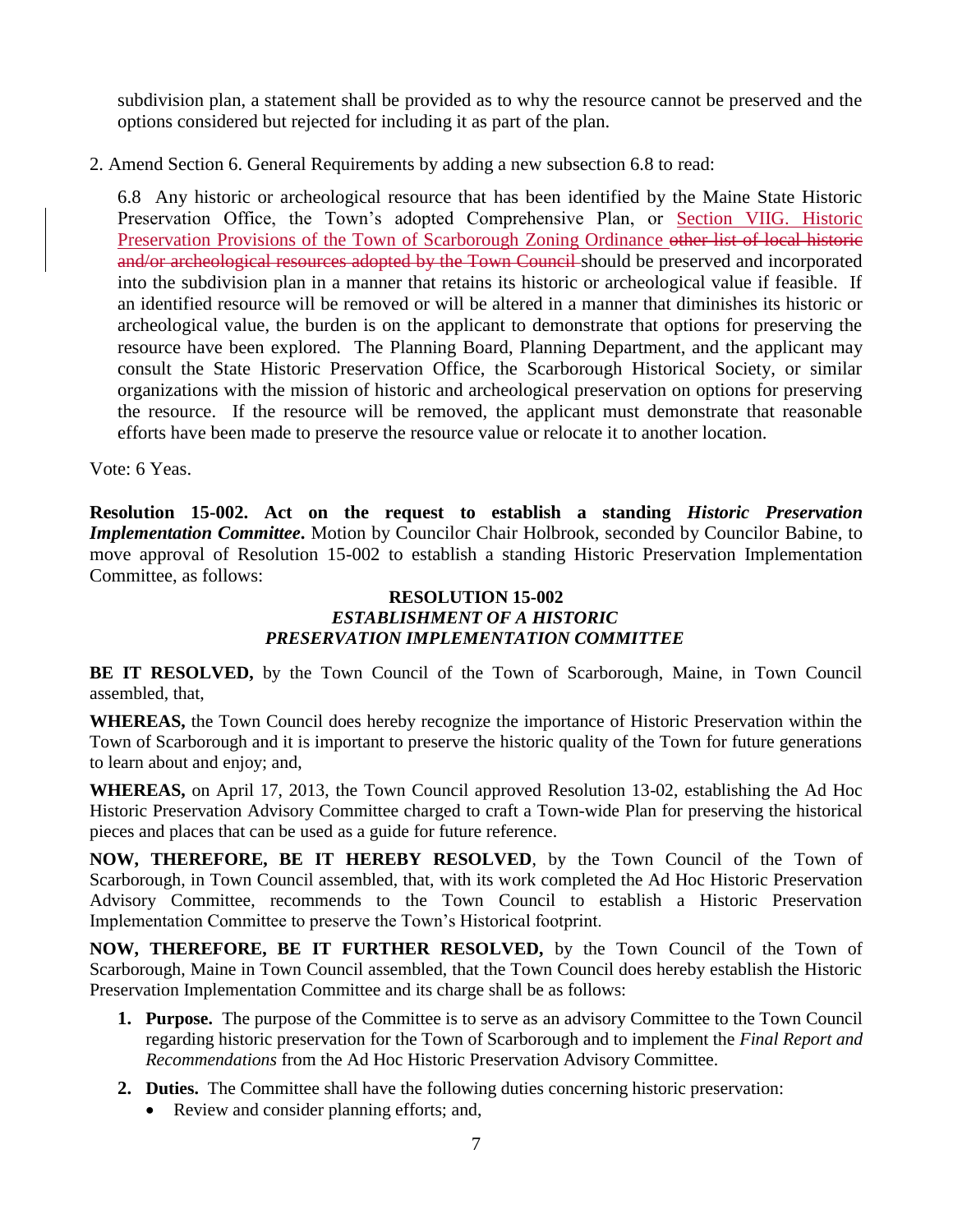subdivision plan, a statement shall be provided as to why the resource cannot be preserved and the options considered but rejected for including it as part of the plan.

2. Amend Section 6. General Requirements by adding a new subsection 6.8 to read:

6.8 Any historic or archeological resource that has been identified by the Maine State Historic Preservation Office, the Town's adopted Comprehensive Plan, or <u>Section VIIG. Historic Preservation Provisions of the Town of Scarborough Zoning Ordinance</u> ~~other list of local historic and/or archeological resources adopted by the Town Council~~ should be preserved and incorporated into the subdivision plan in a manner that retains its historic or archeological value if feasible. If an identified resource will be removed or will be altered in a manner that diminishes its historic or archeological value, the burden is on the applicant to demonstrate that options for preserving the resource have been explored. The Planning Board, Planning Department, and the applicant may consult the State Historic Preservation Office, the Scarborough Historical Society, or similar organizations with the mission of historic and archeological preservation on options for preserving the resource. If the resource will be removed, the applicant must demonstrate that reasonable efforts have been made to preserve the resource value or relocate it to another location.

Vote: 6 Yeas.

**Resolution 15-002. Act on the request to establish a standing *Historic Preservation Implementation Committee*.** Motion by Councilor Chair Holbrook, seconded by Councilor Babine, to move approval of Resolution 15-002 to establish a standing Historic Preservation Implementation Committee, as follows:

**RESOLUTION 15-002**
***ESTABLISHMENT OF A HISTORIC PRESERVATION IMPLEMENTATION COMMITTEE***

**BE IT RESOLVED,** by the Town Council of the Town of Scarborough, Maine, in Town Council assembled, that,

**WHEREAS,** the Town Council does hereby recognize the importance of Historic Preservation within the Town of Scarborough and it is important to preserve the historic quality of the Town for future generations to learn about and enjoy; and,

**WHEREAS,** on April 17, 2013, the Town Council approved Resolution 13-02, establishing the Ad Hoc Historic Preservation Advisory Committee charged to craft a Town-wide Plan for preserving the historical pieces and places that can be used as a guide for future reference.

**NOW, THEREFORE, BE IT HEREBY RESOLVED**, by the Town Council of the Town of Scarborough, in Town Council assembled, that, with its work completed the Ad Hoc Historic Preservation Advisory Committee, recommends to the Town Council to establish a Historic Preservation Implementation Committee to preserve the Town's Historical footprint.

**NOW, THEREFORE, BE IT FURTHER RESOLVED,** by the Town Council of the Town of Scarborough, Maine in Town Council assembled, that the Town Council does hereby establish the Historic Preservation Implementation Committee and its charge shall be as follows:

1. **Purpose.** The purpose of the Committee is to serve as an advisory Committee to the Town Council regarding historic preservation for the Town of Scarborough and to implement the *Final Report and Recommendations* from the Ad Hoc Historic Preservation Advisory Committee.
2. **Duties.** The Committee shall have the following duties concerning historic preservation:
   - Review and consider planning efforts; and,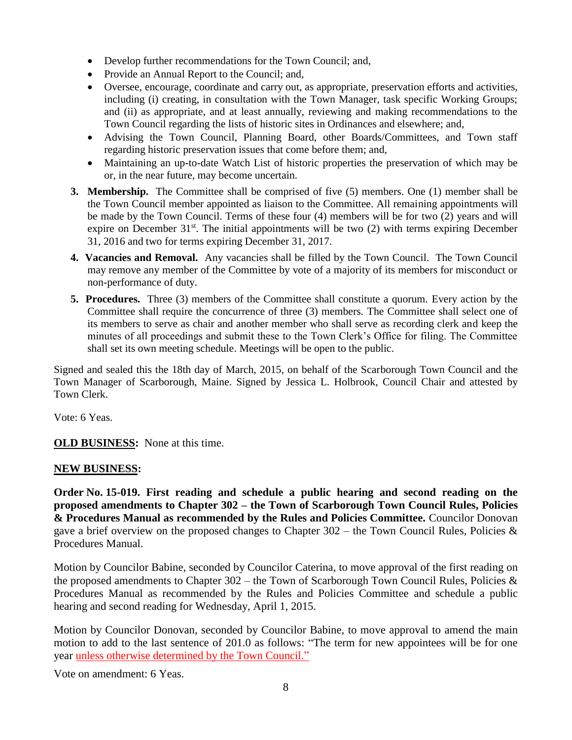- Develop further recommendations for the Town Council; and,
- Provide an Annual Report to the Council; and,
- Oversee, encourage, coordinate and carry out, as appropriate, preservation efforts and activities, including (i) creating, in consultation with the Town Manager, task specific Working Groups; and (ii) as appropriate, and at least annually, reviewing and making recommendations to the Town Council regarding the lists of historic sites in Ordinances and elsewhere; and,
- Advising the Town Council, Planning Board, other Boards/Committees, and Town staff regarding historic preservation issues that come before them; and,
- Maintaining an up-to-date Watch List of historic properties the preservation of which may be or, in the near future, may become uncertain.

3. **Membership.** The Committee shall be comprised of five (5) members. One (1) member shall be the Town Council member appointed as liaison to the Committee. All remaining appointments will be made by the Town Council. Terms of these four (4) members will be for two (2) years and will expire on December 31st. The initial appointments will be two (2) with terms expiring December 31, 2016 and two for terms expiring December 31, 2017.

4. **Vacancies and Removal.** Any vacancies shall be filled by the Town Council. The Town Council may remove any member of the Committee by vote of a majority of its members for misconduct or non-performance of duty.

5. **Procedures.** Three (3) members of the Committee shall constitute a quorum. Every action by the Committee shall require the concurrence of three (3) members. The Committee shall select one of its members to serve as chair and another member who shall serve as recording clerk and keep the minutes of all proceedings and submit these to the Town Clerk's Office for filing. The Committee shall set its own meeting schedule. Meetings will be open to the public.

Signed and sealed this the 18th day of March, 2015, on behalf of the Scarborough Town Council and the Town Manager of Scarborough, Maine. Signed by Jessica L. Holbrook, Council Chair and attested by Town Clerk.

Vote: 6 Yeas.

**OLD BUSINESS:** None at this time.

**NEW BUSINESS:**

**Order No. 15-019. First reading and schedule a public hearing and second reading on the proposed amendments to Chapter 302 – the Town of Scarborough Town Council Rules, Policies & Procedures Manual as recommended by the Rules and Policies Committee.** Councilor Donovan gave a brief overview on the proposed changes to Chapter 302 – the Town Council Rules, Policies & Procedures Manual.

Motion by Councilor Babine, seconded by Councilor Caterina, to move approval of the first reading on the proposed amendments to Chapter 302 – the Town of Scarborough Town Council Rules, Policies & Procedures Manual as recommended by the Rules and Policies Committee and schedule a public hearing and second reading for Wednesday, April 1, 2015.

Motion by Councilor Donovan, seconded by Councilor Babine, to move approval to amend the main motion to add to the last sentence of 201.0 as follows: "The term for new appointees will be for one year unless otherwise determined by the Town Council."

Vote on amendment: 6 Yeas.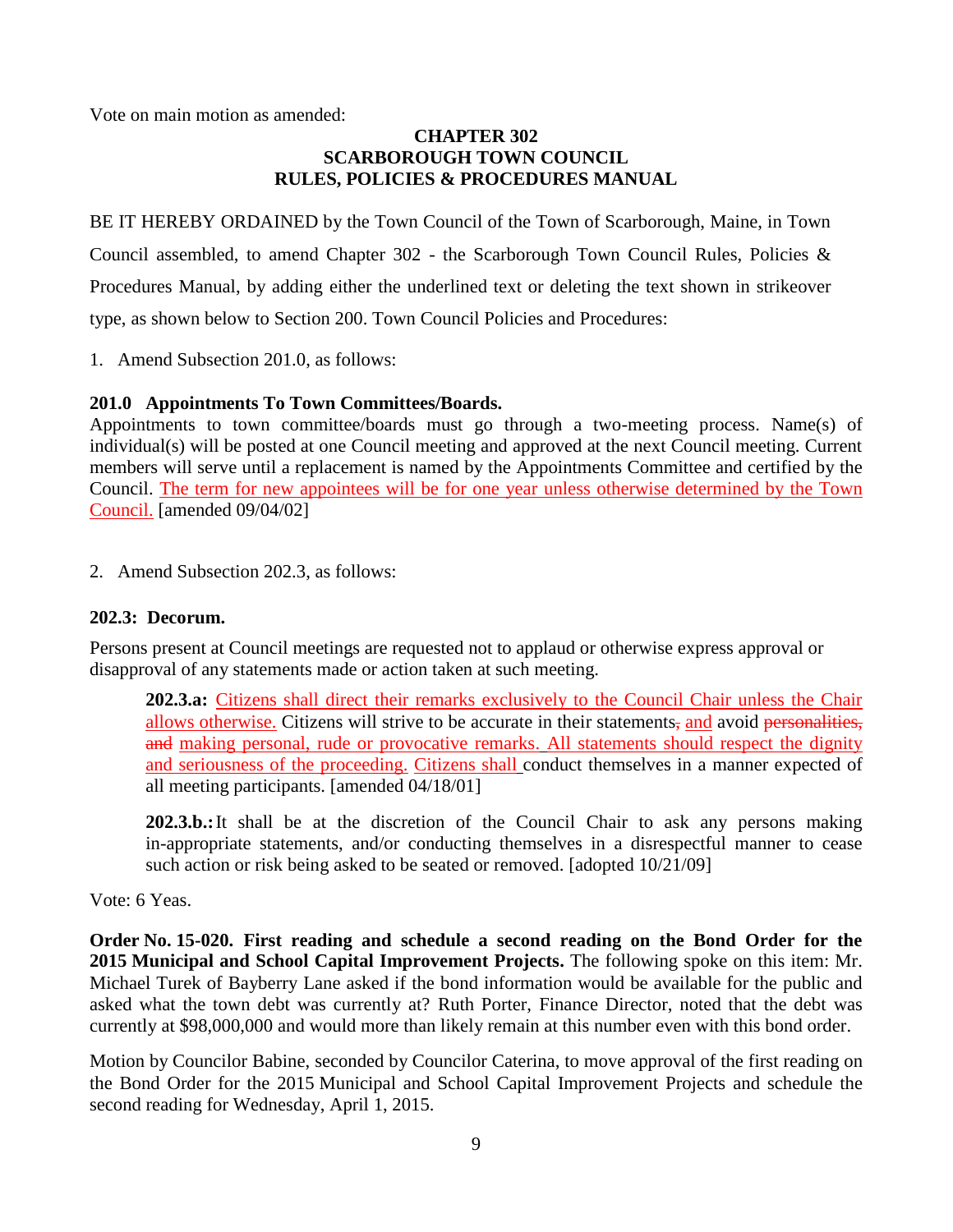Vote on main motion as amended:

**CHAPTER 302**
**SCARBOROUGH TOWN COUNCIL**
**RULES, POLICIES & PROCEDURES MANUAL**

BE IT HEREBY ORDAINED by the Town Council of the Town of Scarborough, Maine, in Town Council assembled, to amend Chapter 302 - the Scarborough Town Council Rules, Policies & Procedures Manual, by adding either the underlined text or deleting the text shown in strikeover type, as shown below to Section 200. Town Council Policies and Procedures:

1. Amend Subsection 201.0, as follows:

**201.0 Appointments To Town Committees/Boards.**
Appointments to town committee/boards must go through a two-meeting process. Name(s) of individual(s) will be posted at one Council meeting and approved at the next Council meeting. Current members will serve until a replacement is named by the Appointments Committee and certified by the Council. <u>The term for new appointees will be for one year unless otherwise determined by the Town Council.</u> [amended 09/04/02]

2. Amend Subsection 202.3, as follows:

**202.3: Decorum.**

Persons present at Council meetings are requested not to applaud or otherwise express approval or disapproval of any statements made or action taken at such meeting.

> **202.3.a:** <u>Citizens shall direct their remarks exclusively to the Council Chair unless the Chair allows otherwise.</u> Citizens will strive to be accurate in their statements~~,~~ <u>and</u> avoid ~~personalities, and~~ <u>making personal, rude or provocative remarks. All statements should respect the dignity and seriousness of the proceeding.</u> <u>Citizens shall</u> conduct themselves in a manner expected of all meeting participants. [amended 04/18/01]
>
> **202.3.b.:** It shall be at the discretion of the Council Chair to ask any persons making in-appropriate statements, and/or conducting themselves in a disrespectful manner to cease such action or risk being asked to be seated or removed. [adopted 10/21/09]

Vote: 6 Yeas.

**Order No. 15-020. First reading and schedule a second reading on the Bond Order for the 2015 Municipal and School Capital Improvement Projects.** The following spoke on this item: Mr. Michael Turek of Bayberry Lane asked if the bond information would be available for the public and asked what the town debt was currently at? Ruth Porter, Finance Director, noted that the debt was currently at $98,000,000 and would more than likely remain at this number even with this bond order.

Motion by Councilor Babine, seconded by Councilor Caterina, to move approval of the first reading on the Bond Order for the 2015 Municipal and School Capital Improvement Projects and schedule the second reading for Wednesday, April 1, 2015.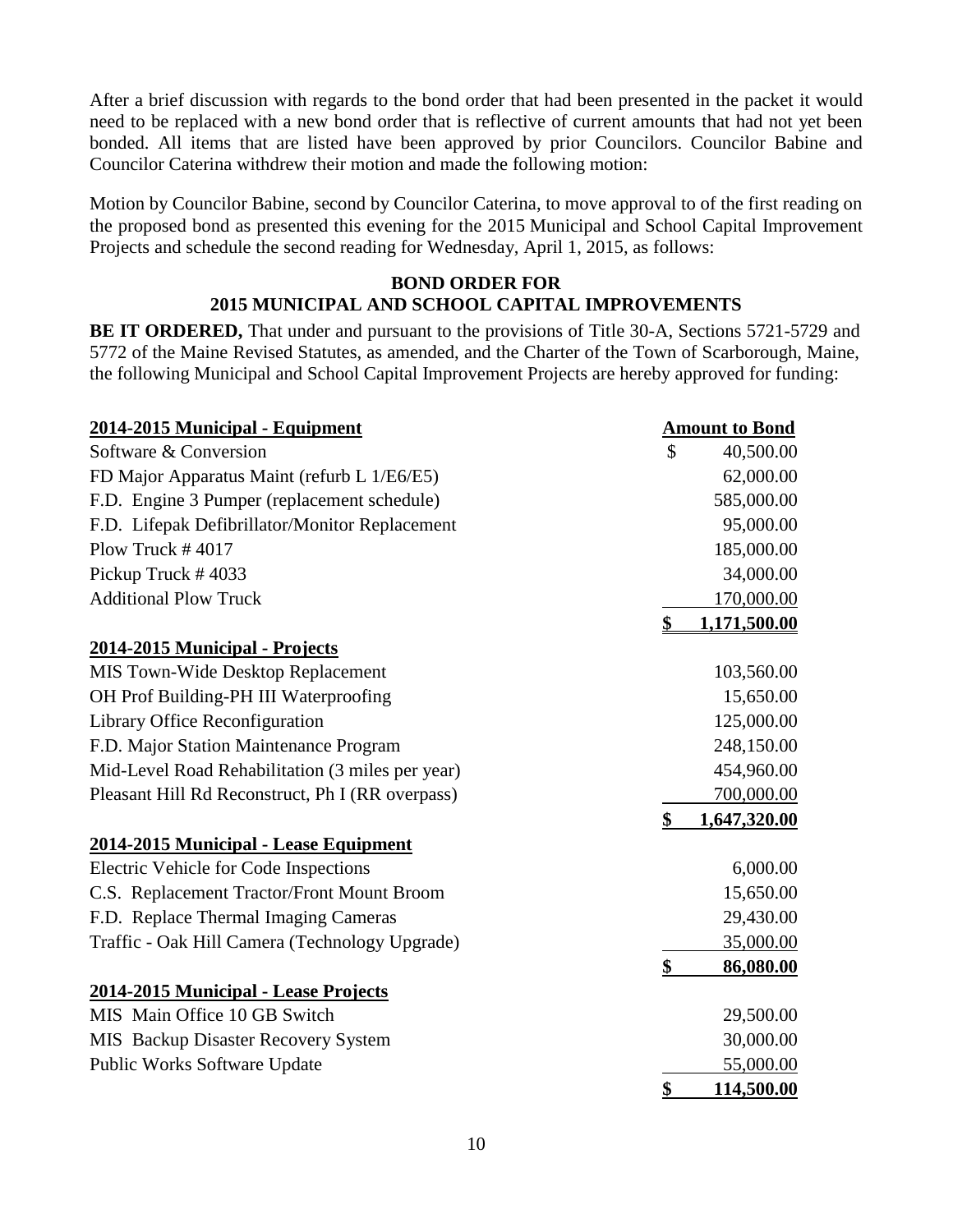After a brief discussion with regards to the bond order that had been presented in the packet it would need to be replaced with a new bond order that is reflective of current amounts that had not yet been bonded. All items that are listed have been approved by prior Councilors. Councilor Babine and Councilor Caterina withdrew their motion and made the following motion:

Motion by Councilor Babine, second by Councilor Caterina, to move approval to of the first reading on the proposed bond as presented this evening for the 2015 Municipal and School Capital Improvement Projects and schedule the second reading for Wednesday, April 1, 2015, as follows:

**BOND ORDER FOR**
**2015 MUNICIPAL AND SCHOOL CAPITAL IMPROVEMENTS**

**BE IT ORDERED,** That under and pursuant to the provisions of Title 30-A, Sections 5721-5729 and 5772 of the Maine Revised Statutes, as amended, and the Charter of the Town of Scarborough, Maine, the following Municipal and School Capital Improvement Projects are hereby approved for funding:

| **2014-2015 Municipal - Equipment** | **Amount to Bond** |
|---|---|
| Software & Conversion | $ 40,500.00 |
| FD Major Apparatus Maint (refurb L 1/E6/E5) | 62,000.00 |
| F.D. Engine 3 Pumper (replacement schedule) | 585,000.00 |
| F.D. Lifepak Defibrillator/Monitor Replacement | 95,000.00 |
| Plow Truck # 4017 | 185,000.00 |
| Pickup Truck # 4033 | 34,000.00 |
| Additional Plow Truck | 170,000.00 |
| | **$ 1,171,500.00** |
| **2014-2015 Municipal - Projects** | |
| MIS Town-Wide Desktop Replacement | 103,560.00 |
| OH Prof Building-PH III Waterproofing | 15,650.00 |
| Library Office Reconfiguration | 125,000.00 |
| F.D. Major Station Maintenance Program | 248,150.00 |
| Mid-Level Road Rehabilitation (3 miles per year) | 454,960.00 |
| Pleasant Hill Rd Reconstruct, Ph I (RR overpass) | 700,000.00 |
| | **$ 1,647,320.00** |
| **2014-2015 Municipal - Lease Equipment** | |
| Electric Vehicle for Code Inspections | 6,000.00 |
| C.S. Replacement Tractor/Front Mount Broom | 15,650.00 |
| F.D. Replace Thermal Imaging Cameras | 29,430.00 |
| Traffic - Oak Hill Camera (Technology Upgrade) | 35,000.00 |
| | **$ 86,080.00** |
| **2014-2015 Municipal - Lease Projects** | |
| MIS Main Office 10 GB Switch | 29,500.00 |
| MIS Backup Disaster Recovery System | 30,000.00 |
| Public Works Software Update | 55,000.00 |
| | **$ 114,500.00** |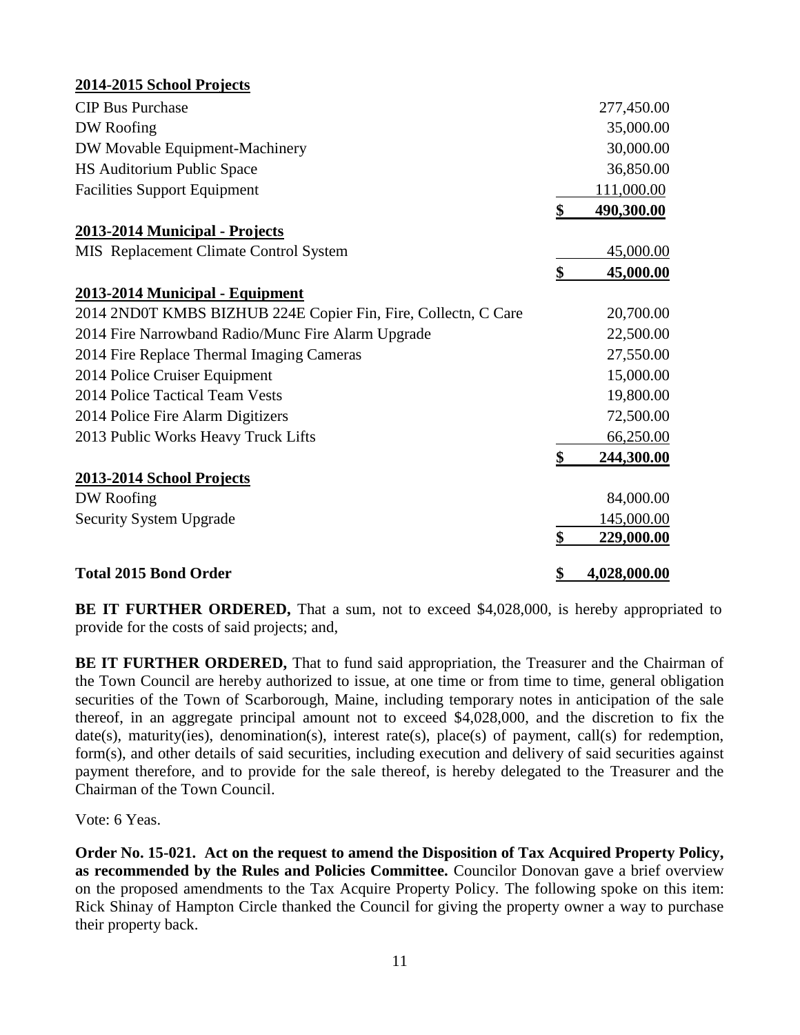**2014-2015 School Projects**

| | |
|---|---|
| CIP Bus Purchase | 277,450.00 |
| DW Roofing | 35,000.00 |
| DW Movable Equipment-Machinery | 30,000.00 |
| HS Auditorium Public Space | 36,850.00 |
| Facilities Support Equipment | 111,000.00 |
| | **$ 490,300.00** |

**2013-2014 Municipal - Projects**

| | |
|---|---|
| MIS Replacement Climate Control System | 45,000.00 |
| | **$ 45,000.00** |

**2013-2014 Municipal - Equipment**

| | |
|---|---|
| 2014 2ND0T KMBS BIZHUB 224E Copier Fin, Fire, Collectn, C Care | 20,700.00 |
| 2014 Fire Narrowband Radio/Munc Fire Alarm Upgrade | 22,500.00 |
| 2014 Fire Replace Thermal Imaging Cameras | 27,550.00 |
| 2014 Police Cruiser Equipment | 15,000.00 |
| 2014 Police Tactical Team Vests | 19,800.00 |
| 2014 Police Fire Alarm Digitizers | 72,500.00 |
| 2013 Public Works Heavy Truck Lifts | 66,250.00 |
| | **$ 244,300.00** |

**2013-2014 School Projects**

| | |
|---|---|
| DW Roofing | 84,000.00 |
| Security System Upgrade | 145,000.00 |
| | **$ 229,000.00** |

| | |
|---|---|
| **Total 2015 Bond Order** | **$ 4,028,000.00** |

**BE IT FURTHER ORDERED,** That a sum, not to exceed $4,028,000, is hereby appropriated to provide for the costs of said projects; and,

**BE IT FURTHER ORDERED,** That to fund said appropriation, the Treasurer and the Chairman of the Town Council are hereby authorized to issue, at one time or from time to time, general obligation securities of the Town of Scarborough, Maine, including temporary notes in anticipation of the sale thereof, in an aggregate principal amount not to exceed $4,028,000, and the discretion to fix the date(s), maturity(ies), denomination(s), interest rate(s), place(s) of payment, call(s) for redemption, form(s), and other details of said securities, including execution and delivery of said securities against payment therefore, and to provide for the sale thereof, is hereby delegated to the Treasurer and the Chairman of the Town Council.

Vote: 6 Yeas.

**Order No. 15-021. Act on the request to amend the Disposition of Tax Acquired Property Policy, as recommended by the Rules and Policies Committee.** Councilor Donovan gave a brief overview on the proposed amendments to the Tax Acquire Property Policy. The following spoke on this item: Rick Shinay of Hampton Circle thanked the Council for giving the property owner a way to purchase their property back.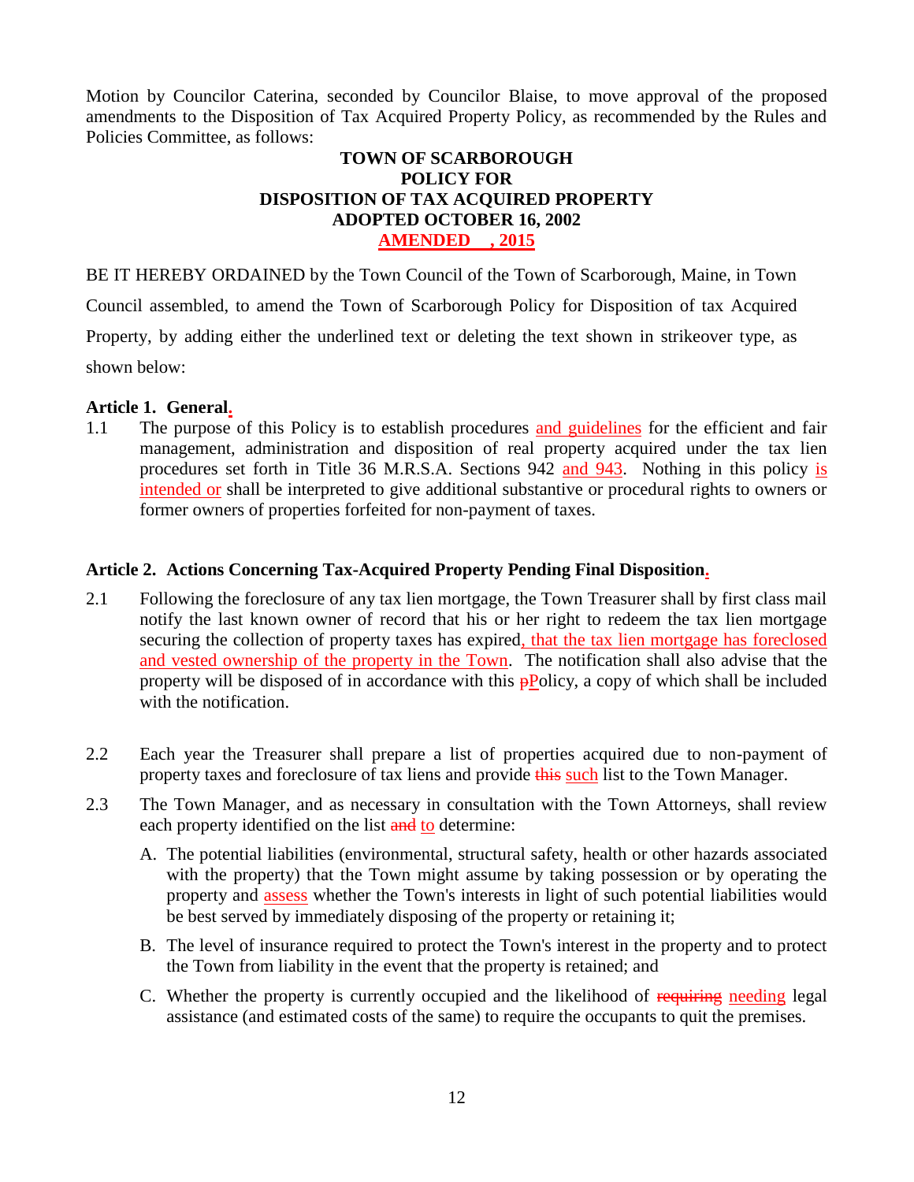Motion by Councilor Caterina, seconded by Councilor Blaise, to move approval of the proposed amendments to the Disposition of Tax Acquired Property Policy, as recommended by the Rules and Policies Committee, as follows:

**TOWN OF SCARBOROUGH**
**POLICY FOR**
**DISPOSITION OF TAX ACQUIRED PROPERTY**
**ADOPTED OCTOBER 16, 2002**
**AMENDED    , 2015**

BE IT HEREBY ORDAINED by the Town Council of the Town of Scarborough, Maine, in Town Council assembled, to amend the Town of Scarborough Policy for Disposition of tax Acquired Property, by adding either the underlined text or deleting the text shown in strikeover type, as shown below:

**Article 1. General.**

1.1 The purpose of this Policy is to establish procedures and guidelines for the efficient and fair management, administration and disposition of real property acquired under the tax lien procedures set forth in Title 36 M.R.S.A. Sections 942 and 943. Nothing in this policy is intended or shall be interpreted to give additional substantive or procedural rights to owners or former owners of properties forfeited for non-payment of taxes.

**Article 2. Actions Concerning Tax-Acquired Property Pending Final Disposition.**

2.1 Following the foreclosure of any tax lien mortgage, the Town Treasurer shall by first class mail notify the last known owner of record that his or her right to redeem the tax lien mortgage securing the collection of property taxes has expired, that the tax lien mortgage has foreclosed and vested ownership of the property in the Town. The notification shall also advise that the property will be disposed of in accordance with this ~~p~~Policy, a copy of which shall be included with the notification.

2.2 Each year the Treasurer shall prepare a list of properties acquired due to non-payment of property taxes and foreclosure of tax liens and provide ~~this~~ such list to the Town Manager.

2.3 The Town Manager, and as necessary in consultation with the Town Attorneys, shall review each property identified on the list ~~and~~ to determine:

A. The potential liabilities (environmental, structural safety, health or other hazards associated with the property) that the Town might assume by taking possession or by operating the property and assess whether the Town's interests in light of such potential liabilities would be best served by immediately disposing of the property or retaining it;

B. The level of insurance required to protect the Town's interest in the property and to protect the Town from liability in the event that the property is retained; and

C. Whether the property is currently occupied and the likelihood of ~~requiring~~ needing legal assistance (and estimated costs of the same) to require the occupants to quit the premises.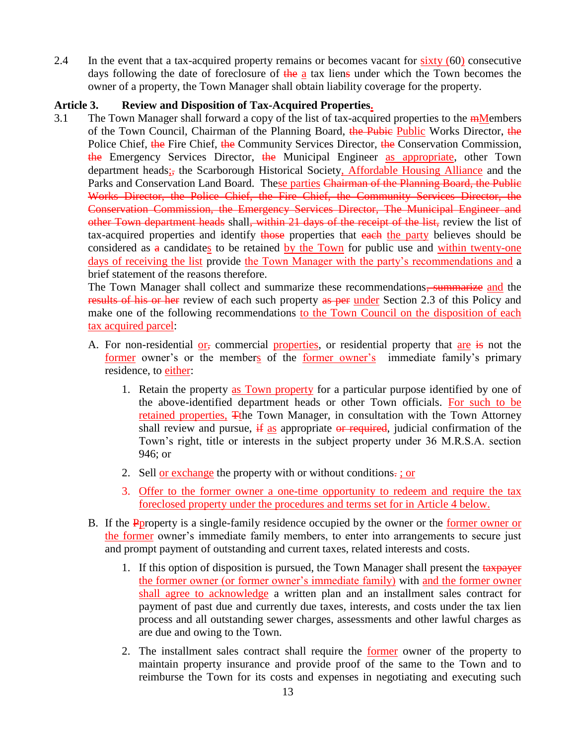2.4 In the event that a tax-acquired property remains or becomes vacant for sixty (60) consecutive days following the date of foreclosure of ~~the~~ a tax lien~~s~~ under which the Town becomes the owner of a property, the Town Manager shall obtain liability coverage for the property.

**Article 3. Review and Disposition of Tax-Acquired Properties.**

3.1 The Town Manager shall forward a copy of the list of tax-acquired properties to the ~~m~~Members of the Town Council, Chairman of the Planning Board, ~~the Pubic~~ Public Works Director, ~~the~~ Police Chief, ~~the~~ Fire Chief, ~~the~~ Community Services Director, ~~the~~ Conservation Commission, ~~the~~ Emergency Services Director, ~~the~~ Municipal Engineer as appropriate, other Town department heads;~~,~~ the Scarborough Historical Society, Affordable Housing Alliance and the Parks and Conservation Land Board. These parties ~~Chairman of the Planning Board, the Public Works Director, the Police Chief, the Fire Chief, the Community Services Director, the Conservation Commission, the Emergency Services Director, The Municipal Engineer and other Town department heads~~ shall~~, within 21 days of the receipt of the list,~~ review the list of tax-acquired properties and identify ~~those~~ properties that ~~each~~ the party believes should be considered as ~~a~~ candidates to be retained by the Town for public use and within twenty-one days of receiving the list provide the Town Manager with the party's recommendations and a brief statement of the reasons therefore.

The Town Manager shall collect and summarize these recommendations~~, summarize~~ and the ~~results of his or her~~ review of each such property ~~as per~~ under Section 2.3 of this Policy and make one of the following recommendations to the Town Council on the disposition of each tax acquired parcel:

A. For non-residential or~~,~~ commercial properties, or residential property that are ~~is~~ not the former owner's or the members of the former owner's immediate family's primary residence, to either:

1. Retain the property as Town property for a particular purpose identified by one of the above-identified department heads or other Town officials. For such to be retained properties, ~~T~~the Town Manager, in consultation with the Town Attorney shall review and pursue, ~~if~~ as appropriate ~~or required~~, judicial confirmation of the Town's right, title or interests in the subject property under 36 M.R.S.A. section 946; or

2. Sell or exchange the property with or without conditions~~.~~ ; or

3. Offer to the former owner a one-time opportunity to redeem and require the tax foreclosed property under the procedures and terms set for in Article 4 below.

B. If the ~~P~~property is a single-family residence occupied by the owner or the former owner or the former owner's immediate family members, to enter into arrangements to secure just and prompt payment of outstanding and current taxes, related interests and costs.

1. If this option of disposition is pursued, the Town Manager shall present the ~~taxpayer~~ the former owner (or former owner's immediate family) with and the former owner shall agree to acknowledge a written plan and an installment sales contract for payment of past due and currently due taxes, interests, and costs under the tax lien process and all outstanding sewer charges, assessments and other lawful charges as are due and owing to the Town.

2. The installment sales contract shall require the former owner of the property to maintain property insurance and provide proof of the same to the Town and to reimburse the Town for its costs and expenses in negotiating and executing such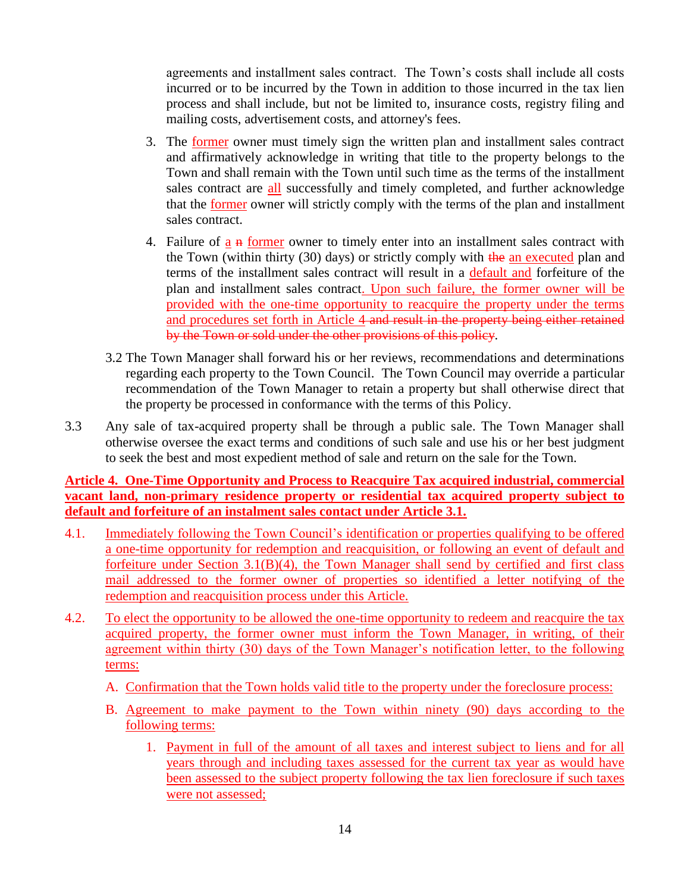agreements and installment sales contract. The Town's costs shall include all costs incurred or to be incurred by the Town in addition to those incurred in the tax lien process and shall include, but not be limited to, insurance costs, registry filing and mailing costs, advertisement costs, and attorney's fees.

3. The former owner must timely sign the written plan and installment sales contract and affirmatively acknowledge in writing that title to the property belongs to the Town and shall remain with the Town until such time as the terms of the installment sales contract are all successfully and timely completed, and further acknowledge that the former owner will strictly comply with the terms of the plan and installment sales contract.

4. Failure of a ~~n~~ former owner to timely enter into an installment sales contract with the Town (within thirty (30) days) or strictly comply with ~~the~~ an executed plan and terms of the installment sales contract will result in a default and forfeiture of the plan and installment sales contract. Upon such failure, the former owner will be provided with the one-time opportunity to reacquire the property under the terms and procedures set forth in Article 4 ~~and result in the property being either retained by the Town or sold under the other provisions of this policy~~.

3.2 The Town Manager shall forward his or her reviews, recommendations and determinations regarding each property to the Town Council. The Town Council may override a particular recommendation of the Town Manager to retain a property but shall otherwise direct that the property be processed in conformance with the terms of this Policy.

3.3 Any sale of tax-acquired property shall be through a public sale. The Town Manager shall otherwise oversee the exact terms and conditions of such sale and use his or her best judgment to seek the best and most expedient method of sale and return on the sale for the Town.

**Article 4. One-Time Opportunity and Process to Reacquire Tax acquired industrial, commercial vacant land, non-primary residence property or residential tax acquired property subject to default and forfeiture of an instalment sales contact under Article 3.1.**

4.1. Immediately following the Town Council's identification or properties qualifying to be offered a one-time opportunity for redemption and reacquisition, or following an event of default and forfeiture under Section 3.1(B)(4), the Town Manager shall send by certified and first class mail addressed to the former owner of properties so identified a letter notifying of the redemption and reacquisition process under this Article.

4.2. To elect the opportunity to be allowed the one-time opportunity to redeem and reacquire the tax acquired property, the former owner must inform the Town Manager, in writing, of their agreement within thirty (30) days of the Town Manager's notification letter, to the following terms:

A. Confirmation that the Town holds valid title to the property under the foreclosure process:

B. Agreement to make payment to the Town within ninety (90) days according to the following terms:

1. Payment in full of the amount of all taxes and interest subject to liens and for all years through and including taxes assessed for the current tax year as would have been assessed to the subject property following the tax lien foreclosure if such taxes were not assessed;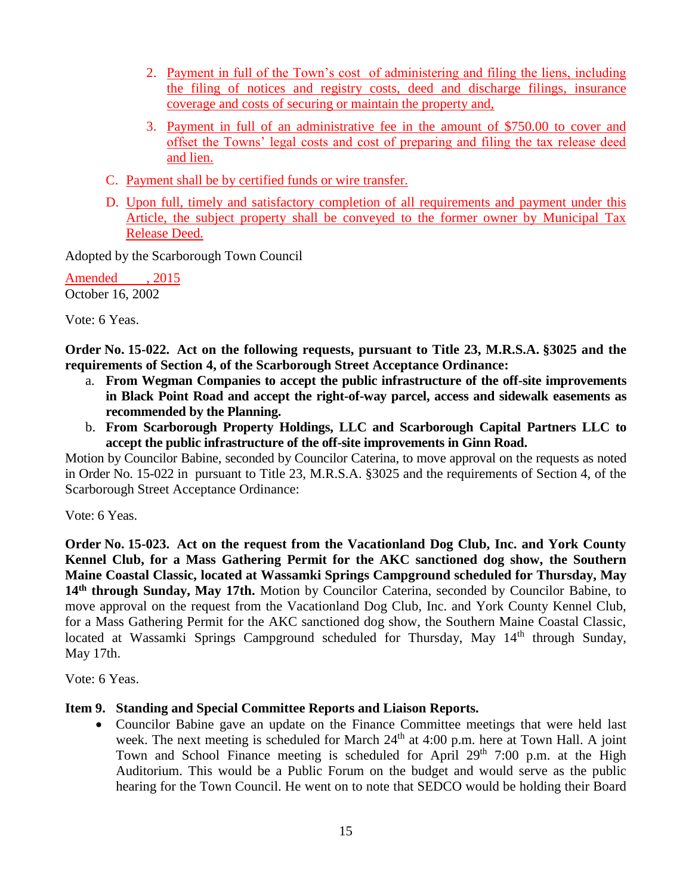2. Payment in full of the Town's cost of administering and filing the liens, including the filing of notices and registry costs, deed and discharge filings, insurance coverage and costs of securing or maintain the property and,

3. Payment in full of an administrative fee in the amount of $750.00 to cover and offset the Towns' legal costs and cost of preparing and filing the tax release deed and lien.

C. Payment shall be by certified funds or wire transfer.

D. Upon full, timely and satisfactory completion of all requirements and payment under this Article, the subject property shall be conveyed to the former owner by Municipal Tax Release Deed.

Adopted by the Scarborough Town Council

Amended , 2015
October 16, 2002

Vote: 6 Yeas.

**Order No. 15-022. Act on the following requests, pursuant to Title 23, M.R.S.A. §3025 and the requirements of Section 4, of the Scarborough Street Acceptance Ordinance:**

a. **From Wegman Companies to accept the public infrastructure of the off-site improvements in Black Point Road and accept the right-of-way parcel, access and sidewalk easements as recommended by the Planning.**
b. **From Scarborough Property Holdings, LLC and Scarborough Capital Partners LLC to accept the public infrastructure of the off-site improvements in Ginn Road.**

Motion by Councilor Babine, seconded by Councilor Caterina, to move approval on the requests as noted in Order No. 15-022 in pursuant to Title 23, M.R.S.A. §3025 and the requirements of Section 4, of the Scarborough Street Acceptance Ordinance:

Vote: 6 Yeas.

**Order No. 15-023. Act on the request from the Vacationland Dog Club, Inc. and York County Kennel Club, for a Mass Gathering Permit for the AKC sanctioned dog show, the Southern Maine Coastal Classic, located at Wassamki Springs Campground scheduled for Thursday, May 14th through Sunday, May 17th.** Motion by Councilor Caterina, seconded by Councilor Babine, to move approval on the request from the Vacationland Dog Club, Inc. and York County Kennel Club, for a Mass Gathering Permit for the AKC sanctioned dog show, the Southern Maine Coastal Classic, located at Wassamki Springs Campground scheduled for Thursday, May 14th through Sunday, May 17th.

Vote: 6 Yeas.

**Item 9. Standing and Special Committee Reports and Liaison Reports.**

- Councilor Babine gave an update on the Finance Committee meetings that were held last week. The next meeting is scheduled for March 24th at 4:00 p.m. here at Town Hall. A joint Town and School Finance meeting is scheduled for April 29th 7:00 p.m. at the High Auditorium. This would be a Public Forum on the budget and would serve as the public hearing for the Town Council. He went on to note that SEDCO would be holding their Board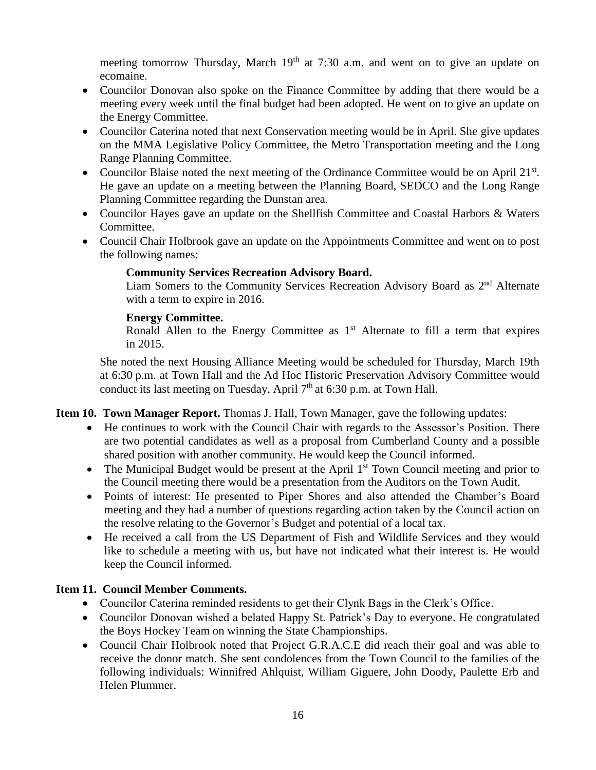meeting tomorrow Thursday, March 19th at 7:30 a.m. and went on to give an update on ecomaine.

- Councilor Donovan also spoke on the Finance Committee by adding that there would be a meeting every week until the final budget had been adopted. He went on to give an update on the Energy Committee.
- Councilor Caterina noted that next Conservation meeting would be in April. She give updates on the MMA Legislative Policy Committee, the Metro Transportation meeting and the Long Range Planning Committee.
- Councilor Blaise noted the next meeting of the Ordinance Committee would be on April 21st. He gave an update on a meeting between the Planning Board, SEDCO and the Long Range Planning Committee regarding the Dunstan area.
- Councilor Hayes gave an update on the Shellfish Committee and Coastal Harbors & Waters Committee.
- Council Chair Holbrook gave an update on the Appointments Committee and went on to post the following names:

  **Community Services Recreation Advisory Board.**
  Liam Somers to the Community Services Recreation Advisory Board as 2nd Alternate with a term to expire in 2016.

  **Energy Committee.**
  Ronald Allen to the Energy Committee as 1st Alternate to fill a term that expires in 2015.

  She noted the next Housing Alliance Meeting would be scheduled for Thursday, March 19th at 6:30 p.m. at Town Hall and the Ad Hoc Historic Preservation Advisory Committee would conduct its last meeting on Tuesday, April 7th at 6:30 p.m. at Town Hall.

**Item 10. Town Manager Report.** Thomas J. Hall, Town Manager, gave the following updates:

- He continues to work with the Council Chair with regards to the Assessor's Position. There are two potential candidates as well as a proposal from Cumberland County and a possible shared position with another community. He would keep the Council informed.
- The Municipal Budget would be present at the April 1st Town Council meeting and prior to the Council meeting there would be a presentation from the Auditors on the Town Audit.
- Points of interest: He presented to Piper Shores and also attended the Chamber's Board meeting and they had a number of questions regarding action taken by the Council action on the resolve relating to the Governor's Budget and potential of a local tax.
- He received a call from the US Department of Fish and Wildlife Services and they would like to schedule a meeting with us, but have not indicated what their interest is. He would keep the Council informed.

**Item 11. Council Member Comments.**

- Councilor Caterina reminded residents to get their Clynk Bags in the Clerk's Office.
- Councilor Donovan wished a belated Happy St. Patrick's Day to everyone. He congratulated the Boys Hockey Team on winning the State Championships.
- Council Chair Holbrook noted that Project G.R.A.C.E did reach their goal and was able to receive the donor match. She sent condolences from the Town Council to the families of the following individuals: Winnifred Ahlquist, William Giguere, John Doody, Paulette Erb and Helen Plummer.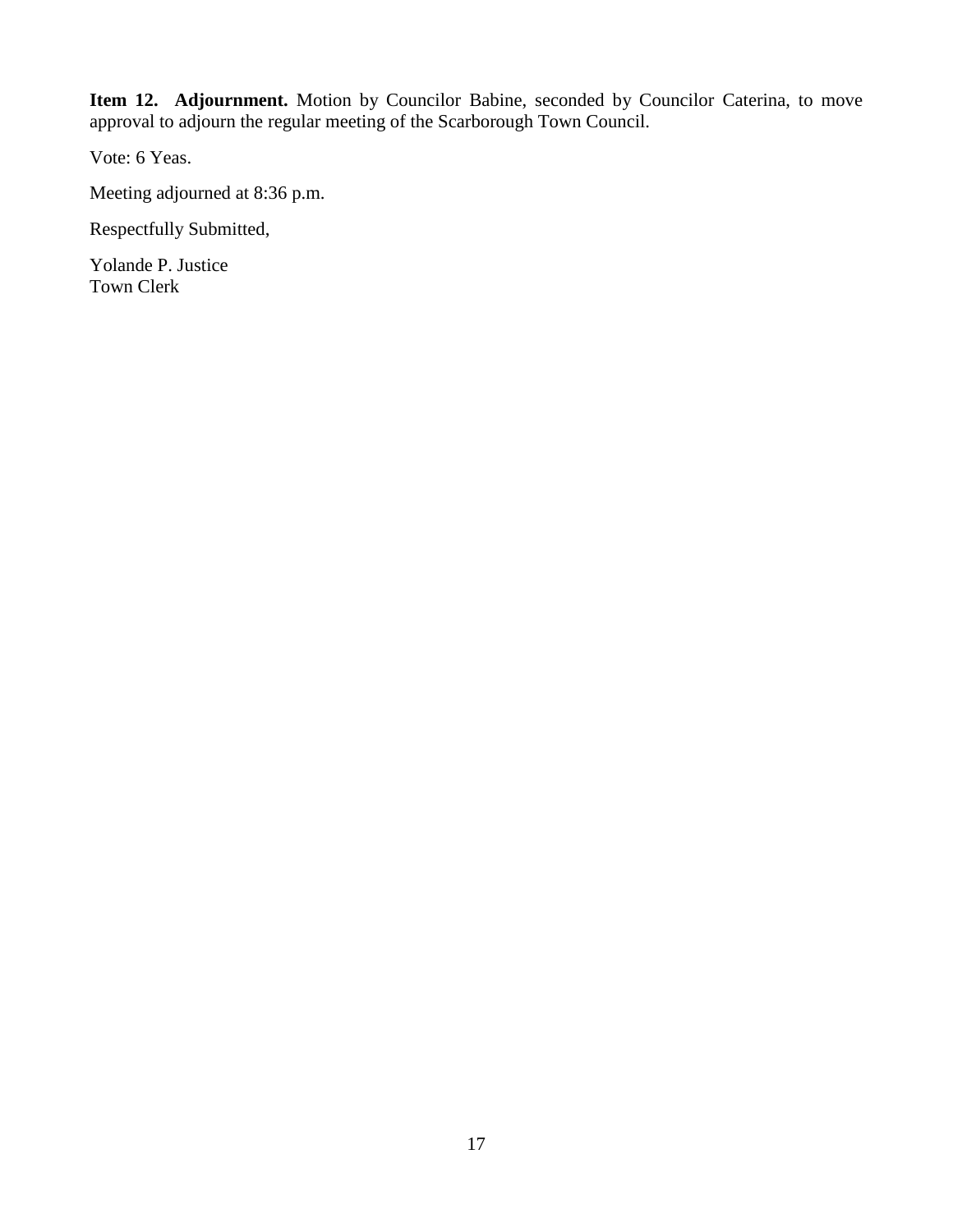**Item 12. Adjournment.** Motion by Councilor Babine, seconded by Councilor Caterina, to move approval to adjourn the regular meeting of the Scarborough Town Council.

Vote: 6 Yeas.

Meeting adjourned at 8:36 p.m.

Respectfully Submitted,

Yolande P. Justice
Town Clerk